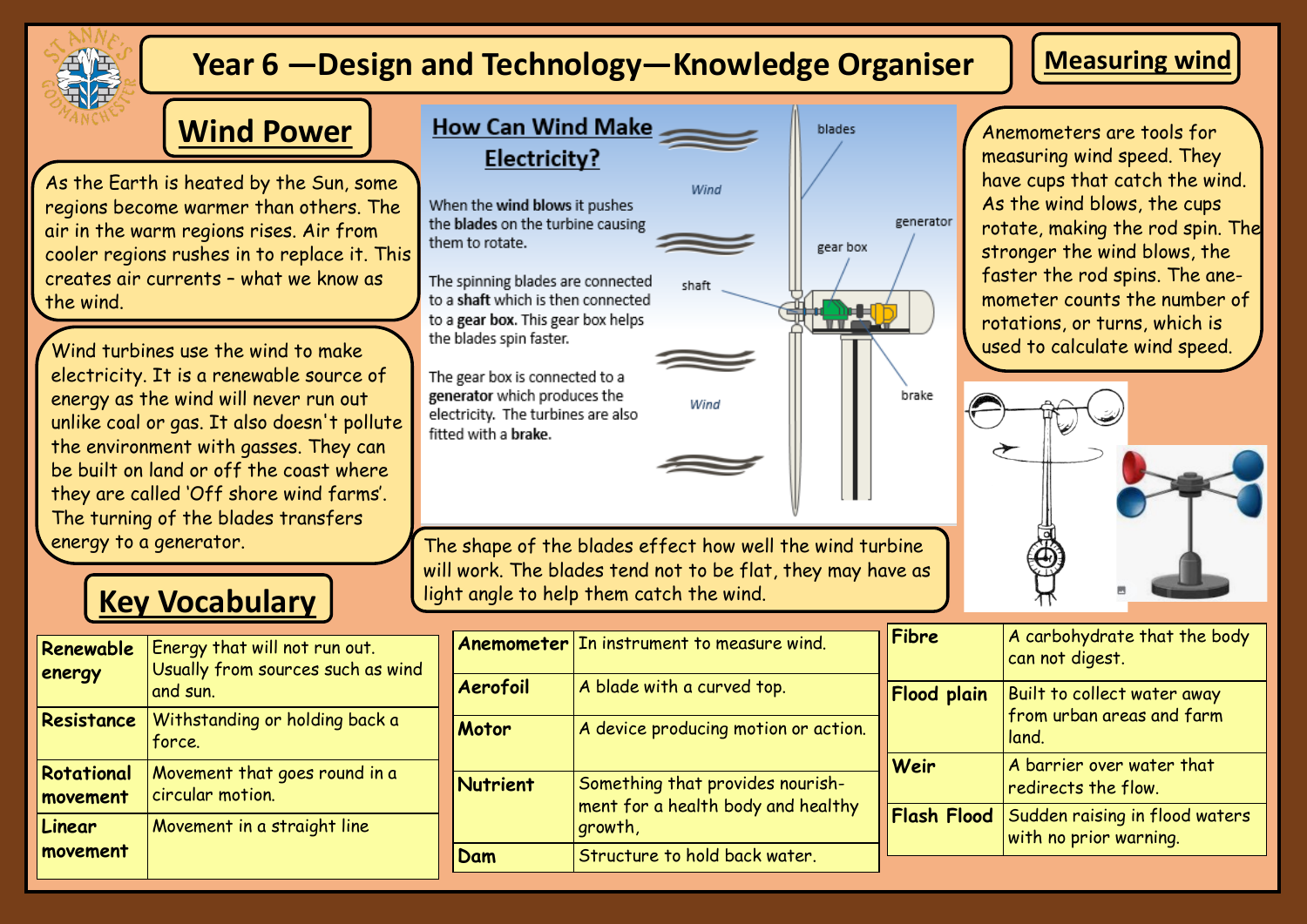# Year 6 —Design and Technology—Knowledge Organiser

## Measuring wind

## Wind Power

As the Earth is heated by the Sun, some regions become warmer than others. The air in the warm regions rises. Air from cooler regions rushes in to replace it. This creates air currents – what we know as the wind.

Wind turbines use the wind to make electricity. It is a renewable source of energy as the wind will never run out unlike coal or gas. It also doesn't pollute the environment with gasses. They can be built on land or off the coast where they are called 'Off shore wind farms'. The turning of the blades transfers energy to a generator.

### How Can Wind Make Electricity?

When the **wind blows** it pushes the **blades** on the turbine causing them to rotate.

The spinning blades are connected to a **shaft** which is then connected to a **gear box.** This gear box helps the blades spin faster.

The gear box is connected to a **generator** which produces the electricity. The turbines are also fitted with a **brake.**

Wind

blades

generator

gear box

shaft

brake

Wind

The shape of the blades effect how well the wind turbine will work. The blades tend not to be flat, they may have as light angle to help them catch the wind.

Anemometers are tools for measuring wind speed. They have cups that catch the wind. As the wind blows, the cups rotate, making the rod spin. The stronger the wind blows, the faster the rod spins. The anemometer counts the number of rotations, or turns, which is used to calculate wind speed.

## Key Vocabulary

| | |
|---|---|
| **Renewable energy** | Energy that will not run out. Usually from sources such as wind and sun. |
| **Resistance** | Withstanding or holding back a force. |
| **Rotational movement** | Movement that goes round in a circular motion. |
| **Linear movement** | Movement in a straight line |

| | |
|---|---|
| **Anemometer** | In instrument to measure wind. |
| **Aerofoil** | A blade with a curved top. |
| **Motor** | A device producing motion or action. |
| **Nutrient** | Something that provides nourishment for a health body and healthy growth, |
| **Dam** | Structure to hold back water. |

| | |
|---|---|
| **Fibre** | A carbohydrate that the body can not digest. |
| **Flood plain** | Built to collect water away from urban areas and farm land. |
| **Weir** | A barrier over water that redirects the flow. |
| **Flash Flood** | Sudden raising in flood waters with no prior warning. |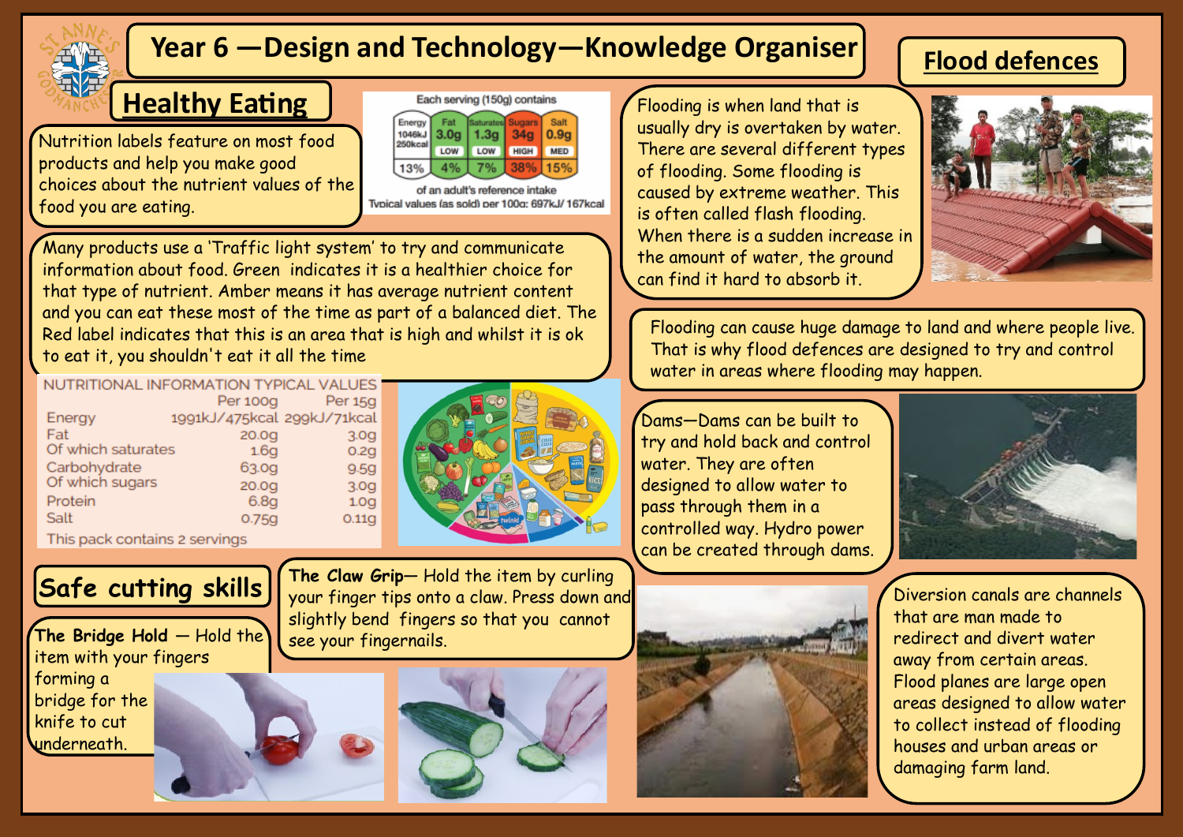# Year 6 —Design and Technology—Knowledge Organiser

## Healthy Eating

Nutrition labels feature on most food products and help you make good choices about the nutrient values of the food you are eating.

Each serving (150g) contains

| Energy | Fat | Saturates | Sugars | Salt |
|---|---|---|---|---|
| 1046kJ 250kcal | 3.0g | 1.3g | 34g | 0.9g |
| | LOW | LOW | HIGH | MED |
| 13% | 4% | 7% | 38% | 15% |

of an adult's reference intake

Typical values (as sold) per 100g: 697kJ/ 167kcal

Many products use a 'Traffic light system' to try and communicate information about food. Green indicates it is a healthier choice for that type of nutrient. Amber means it has average nutrient content and you can eat these most of the time as part of a balanced diet. The Red label indicates that this is an area that is high and whilst it is ok to eat it, you shouldn't eat it all the time

NUTRITIONAL INFORMATION TYPICAL VALUES

| | Per 100g | Per 15g |
|---|---|---|
| Energy | 1991kJ/475kcal | 299kJ/71kcal |
| Fat | 20.0g | 3.0g |
| Of which saturates | 1.6g | 0.2g |
| Carbohydrate | 63.0g | 9.5g |
| Of which sugars | 20.0g | 3.0g |
| Protein | 6.8g | 1.0g |
| Salt | 0.75g | 0.11g |

This pack contains 2 servings

## Safe cutting skills

**The Bridge Hold** — Hold the item with your fingers forming a bridge for the knife to cut underneath.

**The Claw Grip**— Hold the item by curling your finger tips onto a claw. Press down and slightly bend fingers so that you cannot see your fingernails.

## Flood defences

Flooding is when land that is usually dry is overtaken by water. There are several different types of flooding. Some flooding is caused by extreme weather. This is often called flash flooding. When there is a sudden increase in the amount of water, the ground can find it hard to absorb it.

Flooding can cause huge damage to land and where people live. That is why flood defences are designed to try and control water in areas where flooding may happen.

Dams—Dams can be built to try and hold back and control water. They are often designed to allow water to pass through them in a controlled way. Hydro power can be created through dams.

Diversion canals are channels that are man made to redirect and divert water away from certain areas. Flood planes are large open areas designed to allow water to collect instead of flooding houses and urban areas or damaging farm land.